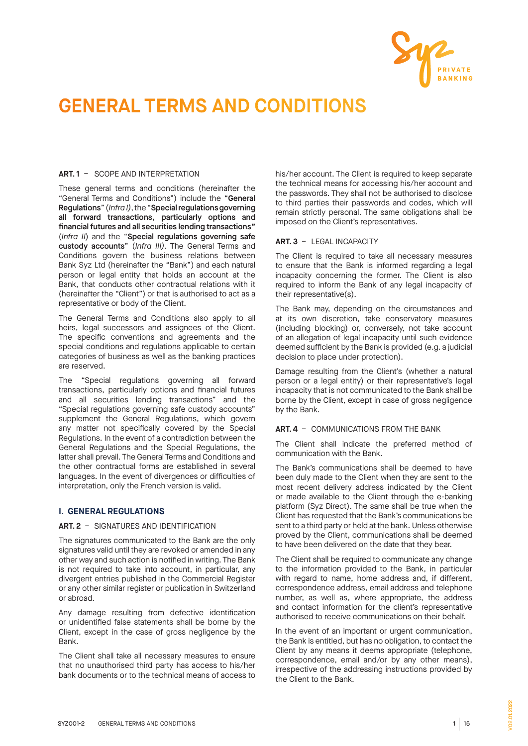# GENERAL TERMS AND CONDITIONS

**ART. 1** – SCOPE AND INTERPRETATION

These general terms and conditions (hereinafter the "General Terms and Conditions") include the "**General Regulations**" (*Infra I*), the "**Special regulations governing all forward transactions, particularly options and financial futures and all securities lending transactions"** (*Infra II*) and the "**Special regulations governing safe custody accounts**" (*Infra III)*. The General Terms and Conditions govern the business relations between Bank Syz Ltd (hereinafter the "Bank") and each natural person or legal entity that holds an account at the Bank, that conducts other contractual relations with it (hereinafter the "Client") or that is authorised to act as a representative or body of the Client.

The General Terms and Conditions also apply to all heirs, legal successors and assignees of the Client. The specific conventions and agreements and the special conditions and regulations applicable to certain categories of business as well as the banking practices are reserved.

The "Special regulations governing all forward transactions, particularly options and financial futures and all securities lending transactions" and the "Special regulations governing safe custody accounts" supplement the General Regulations, which govern any matter not specifically covered by the Special Regulations. In the event of a contradiction between the General Regulations and the Special Regulations, the latter shall prevail. The General Terms and Conditions and the other contractual forms are established in several languages. In the event of divergences or difficulties of interpretation, only the French version is valid.

## I. GENERAL REGULATIONS

**ART. 2** – SIGNATURES AND IDENTIFICATION

The signatures communicated to the Bank are the only signatures valid until they are revoked or amended in any other way and such action is notified in writing. The Bank is not required to take into account, in particular, any divergent entries published in the Commercial Register or any other similar register or publication in Switzerland or abroad.

Any damage resulting from defective identification or unidentified false statements shall be borne by the Client, except in the case of gross negligence by the Bank.

The Client shall take all necessary measures to ensure that no unauthorised third party has access to his/her bank documents or to the technical means of access to his/her account. The Client is required to keep separate the technical means for accessing his/her account and the passwords. They shall not be authorised to disclose to third parties their passwords and codes, which will remain strictly personal. The same obligations shall be imposed on the Client's representatives.

**ART. 3** – LEGAL INCAPACITY

The Client is required to take all necessary measures to ensure that the Bank is informed regarding a legal incapacity concerning the former. The Client is also required to inform the Bank of any legal incapacity of their representative(s).

The Bank may, depending on the circumstances and at its own discretion, take conservatory measures (including blocking) or, conversely, not take account of an allegation of legal incapacity until such evidence deemed sufficient by the Bank is provided (e.g. a judicial decision to place under protection).

Damage resulting from the Client's (whether a natural person or a legal entity) or their representative's legal incapacity that is not communicated to the Bank shall be borne by the Client, except in case of gross negligence by the Bank.

**ART. 4** – COMMUNICATIONS FROM THE BANK

The Client shall indicate the preferred method of communication with the Bank.

The Bank's communications shall be deemed to have been duly made to the Client when they are sent to the most recent delivery address indicated by the Client or made available to the Client through the e-banking platform (Syz Direct). The same shall be true when the Client has requested that the Bank's communications be sent to a third party or held at the bank. Unless otherwise proved by the Client, communications shall be deemed to have been delivered on the date that they bear.

The Client shall be required to communicate any change to the information provided to the Bank, in particular with regard to name, home address and, if different, correspondence address, email address and telephone number, as well as, where appropriate, the address and contact information for the client's representative authorised to receive communications on their behalf.

In the event of an important or urgent communication, the Bank is entitled, but has no obligation, to contact the Client by any means it deems appropriate (telephone, correspondence, email and/or by any other means), irrespective of the addressing instructions provided by the Client to the Bank.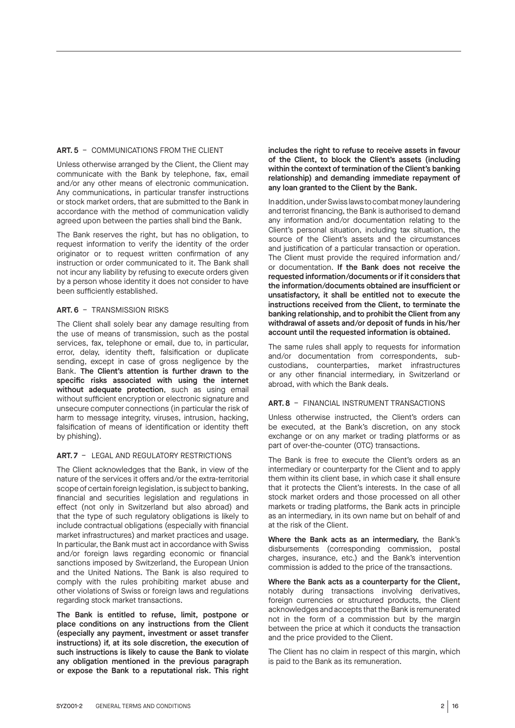### ART. 5 – COMMUNICATIONS FROM THE CLIENT

Unless otherwise arranged by the Client, the Client may communicate with the Bank by telephone, fax, email and/or any other means of electronic communication. Any communications, in particular transfer instructions or stock market orders, that are submitted to the Bank in accordance with the method of communication validly agreed upon between the parties shall bind the Bank.

The Bank reserves the right, but has no obligation, to request information to verify the identity of the order originator or to request written confirmation of any instruction or order communicated to it. The Bank shall not incur any liability by refusing to execute orders given by a person whose identity it does not consider to have been sufficiently established.

### ART. 6 – TRANSMISSION RISKS

The Client shall solely bear any damage resulting from the use of means of transmission, such as the postal services, fax, telephone or email, due to, in particular, error, delay, identity theft, falsification or duplicate sending, except in case of gross negligence by the Bank. **The Client's attention is further drawn to the specific risks associated with using the internet without adequate protection**, such as using email without sufficient encryption or electronic signature and unsecure computer connections (in particular the risk of harm to message integrity, viruses, intrusion, hacking, falsification of means of identification or identity theft by phishing).

### ART. 7 – LEGAL AND REGULATORY RESTRICTIONS

The Client acknowledges that the Bank, in view of the nature of the services it offers and/or the extra-territorial scope of certain foreign legislation, is subject to banking, financial and securities legislation and regulations in effect (not only in Switzerland but also abroad) and that the type of such regulatory obligations is likely to include contractual obligations (especially with financial market infrastructures) and market practices and usage. In particular, the Bank must act in accordance with Swiss and/or foreign laws regarding economic or financial sanctions imposed by Switzerland, the European Union and the United Nations. The Bank is also required to comply with the rules prohibiting market abuse and other violations of Swiss or foreign laws and regulations regarding stock market transactions.

**The Bank is entitled to refuse, limit, postpone or place conditions on any instructions from the Client (especially any payment, investment or asset transfer instructions) if, at its sole discretion, the execution of such instructions is likely to cause the Bank to violate any obligation mentioned in the previous paragraph or expose the Bank to a reputational risk. This right includes the right to refuse to receive assets in favour of the Client, to block the Client's assets (including within the context of termination of the Client's banking relationship) and demanding immediate repayment of any loan granted to the Client by the Bank.**

In addition, under Swiss laws to combat money laundering and terrorist financing, the Bank is authorised to demand any information and/or documentation relating to the Client's personal situation, including tax situation, the source of the Client's assets and the circumstances and justification of a particular transaction or operation. The Client must provide the required information and/or documentation. **If the Bank does not receive the requested information/documents or if it considers that the information/documents obtained are insufficient or unsatisfactory, it shall be entitled not to execute the instructions received from the Client, to terminate the banking relationship, and to prohibit the Client from any withdrawal of assets and/or deposit of funds in his/her account until the requested information is obtained.**

The same rules shall apply to requests for information and/or documentation from correspondents, sub-custodians, counterparties, market infrastructures or any other financial intermediary, in Switzerland or abroad, with which the Bank deals.

### ART. 8 – FINANCIAL INSTRUMENT TRANSACTIONS

Unless otherwise instructed, the Client's orders can be executed, at the Bank's discretion, on any stock exchange or on any market or trading platforms or as part of over-the-counter (OTC) transactions.

The Bank is free to execute the Client's orders as an intermediary or counterparty for the Client and to apply them within its client base, in which case it shall ensure that it protects the Client's interests. In the case of all stock market orders and those processed on all other markets or trading platforms, the Bank acts in principle as an intermediary, in its own name but on behalf of and at the risk of the Client.

**Where the Bank acts as an intermediary,** the Bank's disbursements (corresponding commission, postal charges, insurance, etc.) and the Bank's intervention commission is added to the price of the transactions.

**Where the Bank acts as a counterparty for the Client,** notably during transactions involving derivatives, foreign currencies or structured products, the Client acknowledges and accepts that the Bank is remunerated not in the form of a commission but by the margin between the price at which it conducts the transaction and the price provided to the Client.

The Client has no claim in respect of this margin, which is paid to the Bank as its remuneration.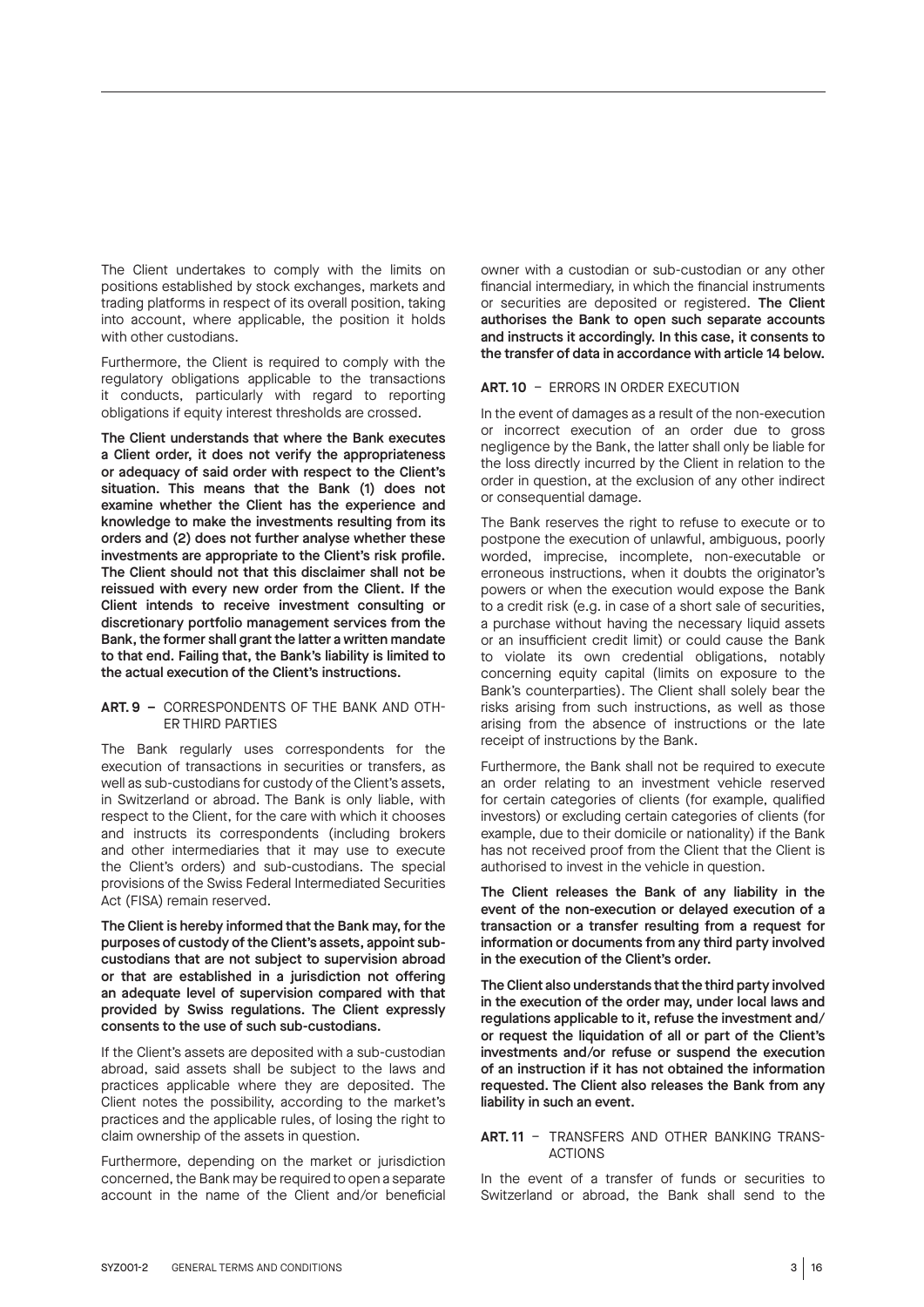The Client undertakes to comply with the limits on positions established by stock exchanges, markets and trading platforms in respect of its overall position, taking into account, where applicable, the position it holds with other custodians.

Furthermore, the Client is required to comply with the regulatory obligations applicable to the transactions it conducts, particularly with regard to reporting obligations if equity interest thresholds are crossed.

**The Client understands that where the Bank executes a Client order, it does not verify the appropriateness or adequacy of said order with respect to the Client's situation. This means that the Bank (1) does not examine whether the Client has the experience and knowledge to make the investments resulting from its orders and (2) does not further analyse whether these investments are appropriate to the Client's risk profile. The Client should not that this disclaimer shall not be reissued with every new order from the Client. If the Client intends to receive investment consulting or discretionary portfolio management services from the Bank, the former shall grant the latter a written mandate to that end. Failing that, the Bank's liability is limited to the actual execution of the Client's instructions.**

## ART. 9 – CORRESPONDENTS OF THE BANK AND OTHER THIRD PARTIES

The Bank regularly uses correspondents for the execution of transactions in securities or transfers, as well as sub-custodians for custody of the Client's assets, in Switzerland or abroad. The Bank is only liable, with respect to the Client, for the care with which it chooses and instructs its correspondents (including brokers and other intermediaries that it may use to execute the Client's orders) and sub-custodians. The special provisions of the Swiss Federal Intermediated Securities Act (FISA) remain reserved.

**The Client is hereby informed that the Bank may, for the purposes of custody of the Client's assets, appoint sub-custodians that are not subject to supervision abroad or that are established in a jurisdiction not offering an adequate level of supervision compared with that provided by Swiss regulations. The Client expressly consents to the use of such sub-custodians.**

If the Client's assets are deposited with a sub-custodian abroad, said assets shall be subject to the laws and practices applicable where they are deposited. The Client notes the possibility, according to the market's practices and the applicable rules, of losing the right to claim ownership of the assets in question.

Furthermore, depending on the market or jurisdiction concerned, the Bank may be required to open a separate account in the name of the Client and/or beneficial owner with a custodian or sub-custodian or any other financial intermediary, in which the financial instruments or securities are deposited or registered. **The Client authorises the Bank to open such separate accounts and instructs it accordingly. In this case, it consents to the transfer of data in accordance with article 14 below.**

## ART. 10 – ERRORS IN ORDER EXECUTION

In the event of damages as a result of the non-execution or incorrect execution of an order due to gross negligence by the Bank, the latter shall only be liable for the loss directly incurred by the Client in relation to the order in question, at the exclusion of any other indirect or consequential damage.

The Bank reserves the right to refuse to execute or to postpone the execution of unlawful, ambiguous, poorly worded, imprecise, incomplete, non-executable or erroneous instructions, when it doubts the originator's powers or when the execution would expose the Bank to a credit risk (e.g. in case of a short sale of securities, a purchase without having the necessary liquid assets or an insufficient credit limit) or could cause the Bank to violate its own credential obligations, notably concerning equity capital (limits on exposure to the Bank's counterparties). The Client shall solely bear the risks arising from such instructions, as well as those arising from the absence of instructions or the late receipt of instructions by the Bank.

Furthermore, the Bank shall not be required to execute an order relating to an investment vehicle reserved for certain categories of clients (for example, qualified investors) or excluding certain categories of clients (for example, due to their domicile or nationality) if the Bank has not received proof from the Client that the Client is authorised to invest in the vehicle in question.

**The Client releases the Bank of any liability in the event of the non-execution or delayed execution of a transaction or a transfer resulting from a request for information or documents from any third party involved in the execution of the Client's order.**

**The Client also understands that the third party involved in the execution of the order may, under local laws and regulations applicable to it, refuse the investment and/or request the liquidation of all or part of the Client's investments and/or refuse or suspend the execution of an instruction if it has not obtained the information requested. The Client also releases the Bank from any liability in such an event.**

## ART. 11 – TRANSFERS AND OTHER BANKING TRANSACTIONS

In the event of a transfer of funds or securities to Switzerland or abroad, the Bank shall send to the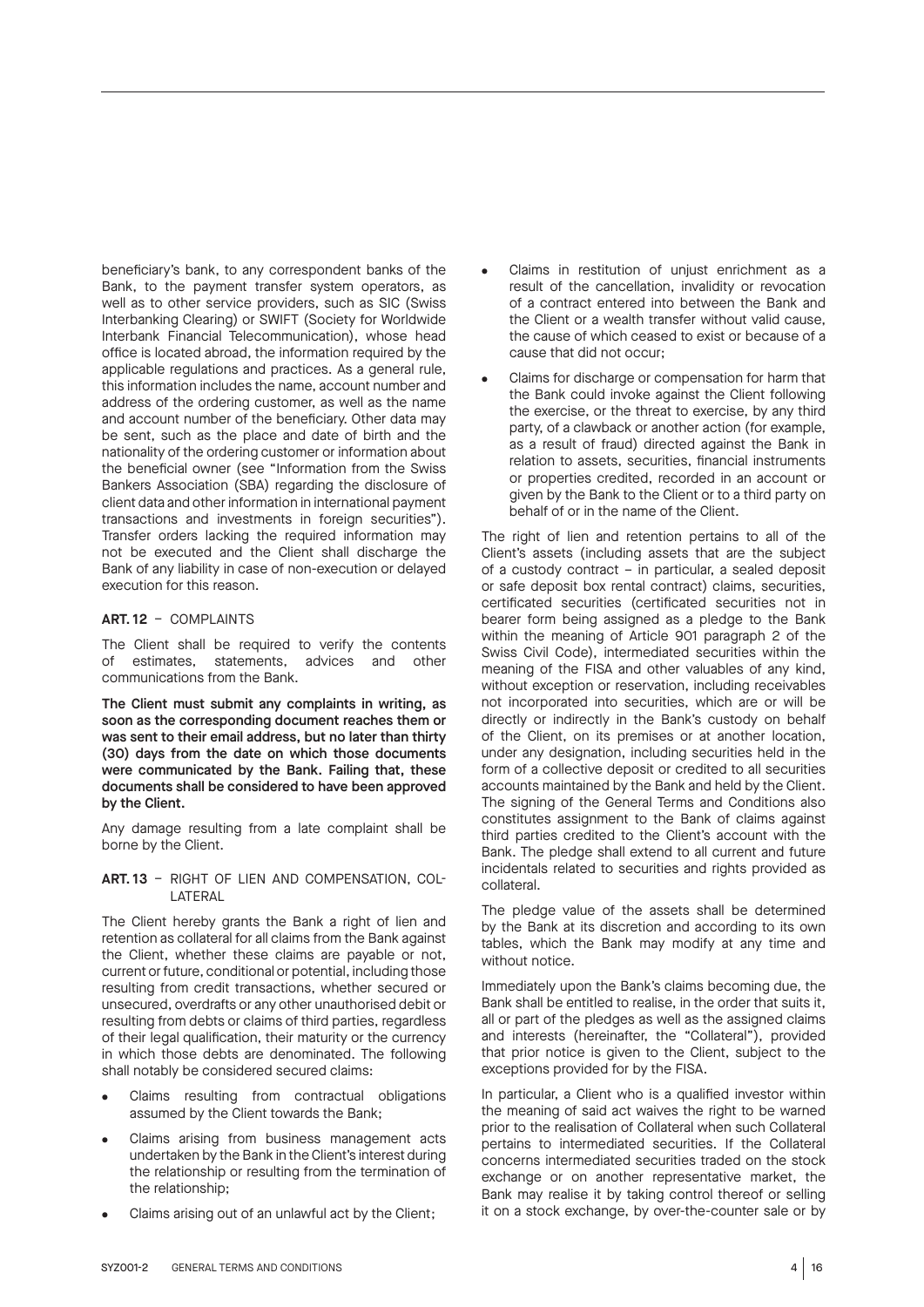beneficiary's bank, to any correspondent banks of the Bank, to the payment transfer system operators, as well as to other service providers, such as SIC (Swiss Interbanking Clearing) or SWIFT (Society for Worldwide Interbank Financial Telecommunication), whose head office is located abroad, the information required by the applicable regulations and practices. As a general rule, this information includes the name, account number and address of the ordering customer, as well as the name and account number of the beneficiary. Other data may be sent, such as the place and date of birth and the nationality of the ordering customer or information about the beneficial owner (see "Information from the Swiss Bankers Association (SBA) regarding the disclosure of client data and other information in international payment transactions and investments in foreign securities"). Transfer orders lacking the required information may not be executed and the Client shall discharge the Bank of any liability in case of non-execution or delayed execution for this reason.

## ART. 12 – COMPLAINTS

The Client shall be required to verify the contents of estimates, statements, advices and other communications from the Bank.

**The Client must submit any complaints in writing, as soon as the corresponding document reaches them or was sent to their email address, but no later than thirty (30) days from the date on which those documents were communicated by the Bank. Failing that, these documents shall be considered to have been approved by the Client.**

Any damage resulting from a late complaint shall be borne by the Client.

## ART. 13 – RIGHT OF LIEN AND COMPENSATION, COLLATERAL

The Client hereby grants the Bank a right of lien and retention as collateral for all claims from the Bank against the Client, whether these claims are payable or not, current or future, conditional or potential, including those resulting from credit transactions, whether secured or unsecured, overdrafts or any other unauthorised debit or resulting from debts or claims of third parties, regardless of their legal qualification, their maturity or the currency in which those debts are denominated. The following shall notably be considered secured claims:

- Claims resulting from contractual obligations assumed by the Client towards the Bank;
- Claims arising from business management acts undertaken by the Bank in the Client's interest during the relationship or resulting from the termination of the relationship;
- Claims arising out of an unlawful act by the Client;
- Claims in restitution of unjust enrichment as a result of the cancellation, invalidity or revocation of a contract entered into between the Bank and the Client or a wealth transfer without valid cause, the cause of which ceased to exist or because of a cause that did not occur;
- Claims for discharge or compensation for harm that the Bank could invoke against the Client following the exercise, or the threat to exercise, by any third party, of a clawback or another action (for example, as a result of fraud) directed against the Bank in relation to assets, securities, financial instruments or properties credited, recorded in an account or given by the Bank to the Client or to a third party on behalf of or in the name of the Client.

The right of lien and retention pertains to all of the Client's assets (including assets that are the subject of a custody contract – in particular, a sealed deposit or safe deposit box rental contract) claims, securities, certificated securities (certificated securities not in bearer form being assigned as a pledge to the Bank within the meaning of Article 901 paragraph 2 of the Swiss Civil Code), intermediated securities within the meaning of the FISA and other valuables of any kind, without exception or reservation, including receivables not incorporated into securities, which are or will be directly or indirectly in the Bank's custody on behalf of the Client, on its premises or at another location, under any designation, including securities held in the form of a collective deposit or credited to all securities accounts maintained by the Bank and held by the Client. The signing of the General Terms and Conditions also constitutes assignment to the Bank of claims against third parties credited to the Client's account with the Bank. The pledge shall extend to all current and future incidentals related to securities and rights provided as collateral.

The pledge value of the assets shall be determined by the Bank at its discretion and according to its own tables, which the Bank may modify at any time and without notice.

Immediately upon the Bank's claims becoming due, the Bank shall be entitled to realise, in the order that suits it, all or part of the pledges as well as the assigned claims and interests (hereinafter, the "Collateral"), provided that prior notice is given to the Client, subject to the exceptions provided for by the FISA.

In particular, a Client who is a qualified investor within the meaning of said act waives the right to be warned prior to the realisation of Collateral when such Collateral pertains to intermediated securities. If the Collateral concerns intermediated securities traded on the stock exchange or on another representative market, the Bank may realise it by taking control thereof or selling it on a stock exchange, by over-the-counter sale or by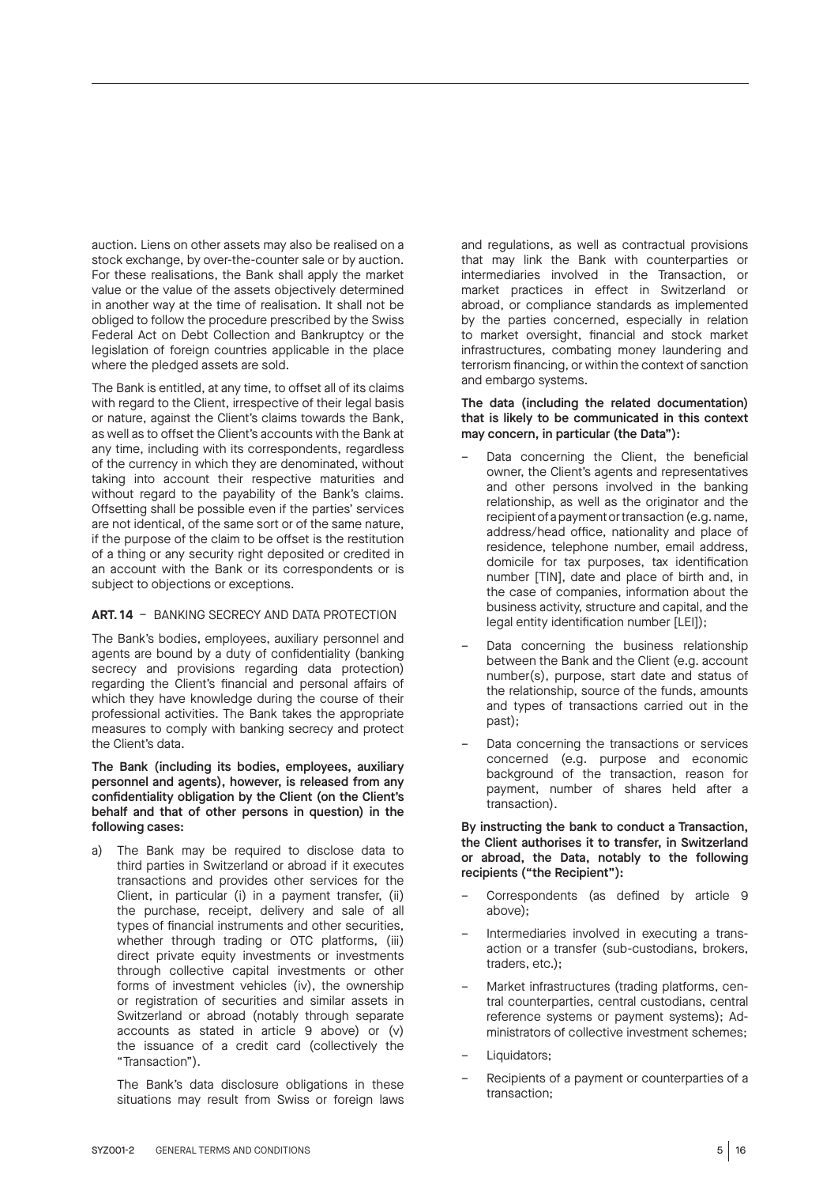auction. Liens on other assets may also be realised on a stock exchange, by over-the-counter sale or by auction. For these realisations, the Bank shall apply the market value or the value of the assets objectively determined in another way at the time of realisation. It shall not be obliged to follow the procedure prescribed by the Swiss Federal Act on Debt Collection and Bankruptcy or the legislation of foreign countries applicable in the place where the pledged assets are sold.

The Bank is entitled, at any time, to offset all of its claims with regard to the Client, irrespective of their legal basis or nature, against the Client's claims towards the Bank, as well as to offset the Client's accounts with the Bank at any time, including with its correspondents, regardless of the currency in which they are denominated, without taking into account their respective maturities and without regard to the payability of the Bank's claims. Offsetting shall be possible even if the parties' services are not identical, of the same sort or of the same nature, if the purpose of the claim to be offset is the restitution of a thing or any security right deposited or credited in an account with the Bank or its correspondents or is subject to objections or exceptions.

## ART. 14 – BANKING SECRECY AND DATA PROTECTION

The Bank's bodies, employees, auxiliary personnel and agents are bound by a duty of confidentiality (banking secrecy and provisions regarding data protection) regarding the Client's financial and personal affairs of which they have knowledge during the course of their professional activities. The Bank takes the appropriate measures to comply with banking secrecy and protect the Client's data.

**The Bank (including its bodies, employees, auxiliary personnel and agents), however, is released from any confidentiality obligation by the Client (on the Client's behalf and that of other persons in question) in the following cases:**

a) The Bank may be required to disclose data to third parties in Switzerland or abroad if it executes transactions and provides other services for the Client, in particular (i) in a payment transfer, (ii) the purchase, receipt, delivery and sale of all types of financial instruments and other securities, whether through trading or OTC platforms, (iii) direct private equity investments or investments through collective capital investments or other forms of investment vehicles (iv), the ownership or registration of securities and similar assets in Switzerland or abroad (notably through separate accounts as stated in article 9 above) or (v) the issuance of a credit card (collectively the "Transaction").

   The Bank's data disclosure obligations in these situations may result from Swiss or foreign laws and regulations, as well as contractual provisions that may link the Bank with counterparties or intermediaries involved in the Transaction, or market practices in effect in Switzerland or abroad, or compliance standards as implemented by the parties concerned, especially in relation to market oversight, financial and stock market infrastructures, combating money laundering and terrorism financing, or within the context of sanction and embargo systems.

   **The data (including the related documentation) that is likely to be communicated in this context may concern, in particular (the Data"):**

   – Data concerning the Client, the beneficial owner, the Client's agents and representatives and other persons involved in the banking relationship, as well as the originator and the recipient of a payment or transaction (e.g. name, address/head office, nationality and place of residence, telephone number, email address, domicile for tax purposes, tax identification number [TIN], date and place of birth and, in the case of companies, information about the business activity, structure and capital, and the legal entity identification number [LEI]);
   – Data concerning the business relationship between the Bank and the Client (e.g. account number(s), purpose, start date and status of the relationship, source of the funds, amounts and types of transactions carried out in the past);
   – Data concerning the transactions or services concerned (e.g. purpose and economic background of the transaction, reason for payment, number of shares held after a transaction).

   **By instructing the bank to conduct a Transaction, the Client authorises it to transfer, in Switzerland or abroad, the Data, notably to the following recipients ("the Recipient"):**

   – Correspondents (as defined by article 9 above);
   – Intermediaries involved in executing a transaction or a transfer (sub-custodians, brokers, traders, etc.);
   – Market infrastructures (trading platforms, central counterparties, central custodians, central reference systems or payment systems); Administrators of collective investment schemes;
   – Liquidators;
   – Recipients of a payment or counterparties of a transaction;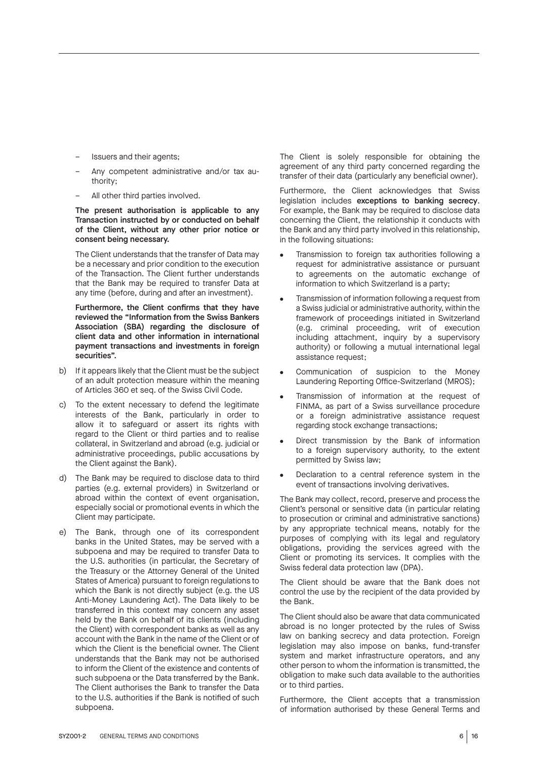- Issuers and their agents;
- Any competent administrative and/or tax authority;
- All other third parties involved.

**The present authorisation is applicable to any Transaction instructed by or conducted on behalf of the Client, without any other prior notice or consent being necessary.**

The Client understands that the transfer of Data may be a necessary and prior condition to the execution of the Transaction. The Client further understands that the Bank may be required to transfer Data at any time (before, during and after an investment).

**Furthermore, the Client confirms that they have reviewed the "Information from the Swiss Bankers Association (SBA) regarding the disclosure of client data and other information in international payment transactions and investments in foreign securities".**

b) If it appears likely that the Client must be the subject of an adult protection measure within the meaning of Articles 360 et seq. of the Swiss Civil Code.

c) To the extent necessary to defend the legitimate interests of the Bank, particularly in order to allow it to safeguard or assert its rights with regard to the Client or third parties and to realise collateral, in Switzerland and abroad (e.g. judicial or administrative proceedings, public accusations by the Client against the Bank).

d) The Bank may be required to disclose data to third parties (e.g. external providers) in Switzerland or abroad within the context of event organisation, especially social or promotional events in which the Client may participate.

e) The Bank, through one of its correspondent banks in the United States, may be served with a subpoena and may be required to transfer Data to the U.S. authorities (in particular, the Secretary of the Treasury or the Attorney General of the United States of America) pursuant to foreign regulations to which the Bank is not directly subject (e.g. the US Anti-Money Laundering Act). The Data likely to be transferred in this context may concern any asset held by the Bank on behalf of its clients (including the Client) with correspondent banks as well as any account with the Bank in the name of the Client or of which the Client is the beneficial owner. The Client understands that the Bank may not be authorised to inform the Client of the existence and contents of such subpoena or the Data transferred by the Bank. The Client authorises the Bank to transfer the Data to the U.S. authorities if the Bank is notified of such subpoena.

The Client is solely responsible for obtaining the agreement of any third party concerned regarding the transfer of their data (particularly any beneficial owner).

Furthermore, the Client acknowledges that Swiss legislation includes **exceptions to banking secrecy**. For example, the Bank may be required to disclose data concerning the Client, the relationship it conducts with the Bank and any third party involved in this relationship, in the following situations:

- Transmission to foreign tax authorities following a request for administrative assistance or pursuant to agreements on the automatic exchange of information to which Switzerland is a party;
- Transmission of information following a request from a Swiss judicial or administrative authority, within the framework of proceedings initiated in Switzerland (e.g. criminal proceeding, writ of execution including attachment, inquiry by a supervisory authority) or following a mutual international legal assistance request;
- Communication of suspicion to the Money Laundering Reporting Office-Switzerland (MROS);
- Transmission of information at the request of FINMA, as part of a Swiss surveillance procedure or a foreign administrative assistance request regarding stock exchange transactions;
- Direct transmission by the Bank of information to a foreign supervisory authority, to the extent permitted by Swiss law;
- Declaration to a central reference system in the event of transactions involving derivatives.

The Bank may collect, record, preserve and process the Client's personal or sensitive data (in particular relating to prosecution or criminal and administrative sanctions) by any appropriate technical means, notably for the purposes of complying with its legal and regulatory obligations, providing the services agreed with the Client or promoting its services. It complies with the Swiss federal data protection law (DPA).

The Client should be aware that the Bank does not control the use by the recipient of the data provided by the Bank.

The Client should also be aware that data communicated abroad is no longer protected by the rules of Swiss law on banking secrecy and data protection. Foreign legislation may also impose on banks, fund-transfer system and market infrastructure operators, and any other person to whom the information is transmitted, the obligation to make such data available to the authorities or to third parties.

Furthermore, the Client accepts that a transmission of information authorised by these General Terms and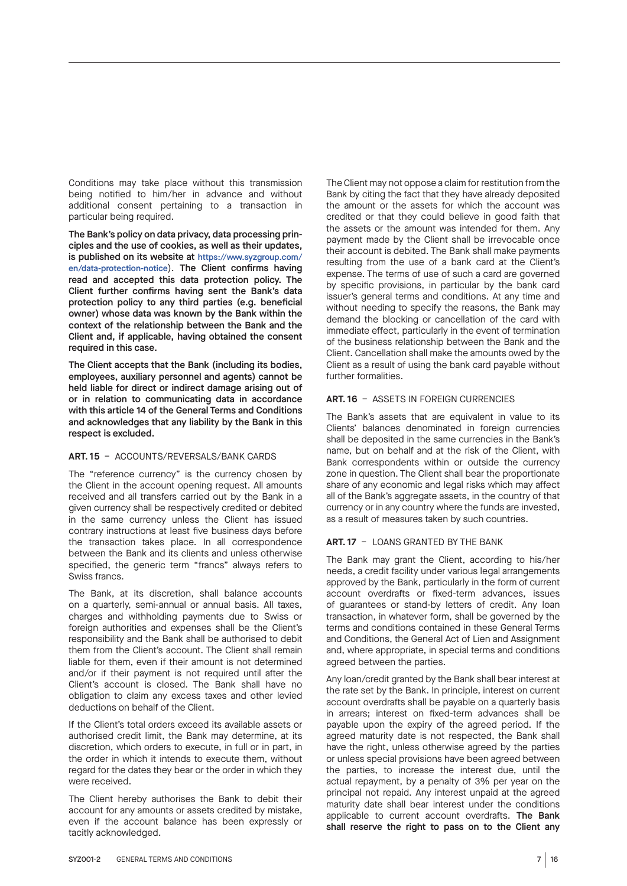Conditions may take place without this transmission being notified to him/her in advance and without additional consent pertaining to a transaction in particular being required.

**The Bank's policy on data privacy, data processing principles and the use of cookies, as well as their updates, is published on its website at** https://www.syzgroup.com/en/data-protection-notice). **The Client confirms having read and accepted this data protection policy. The Client further confirms having sent the Bank's data protection policy to any third parties (e.g. beneficial owner) whose data was known by the Bank within the context of the relationship between the Bank and the Client and, if applicable, having obtained the consent required in this case.**

**The Client accepts that the Bank (including its bodies, employees, auxiliary personnel and agents) cannot be held liable for direct or indirect damage arising out of or in relation to communicating data in accordance with this article 14 of the General Terms and Conditions and acknowledges that any liability by the Bank in this respect is excluded.**

### ART. 15 – ACCOUNTS/REVERSALS/BANK CARDS

The "reference currency" is the currency chosen by the Client in the account opening request. All amounts received and all transfers carried out by the Bank in a given currency shall be respectively credited or debited in the same currency unless the Client has issued contrary instructions at least five business days before the transaction takes place. In all correspondence between the Bank and its clients and unless otherwise specified, the generic term "francs" always refers to Swiss francs.

The Bank, at its discretion, shall balance accounts on a quarterly, semi-annual or annual basis. All taxes, charges and withholding payments due to Swiss or foreign authorities and expenses shall be the Client's responsibility and the Bank shall be authorised to debit them from the Client's account. The Client shall remain liable for them, even if their amount is not determined and/or if their payment is not required until after the Client's account is closed. The Bank shall have no obligation to claim any excess taxes and other levied deductions on behalf of the Client.

If the Client's total orders exceed its available assets or authorised credit limit, the Bank may determine, at its discretion, which orders to execute, in full or in part, in the order in which it intends to execute them, without regard for the dates they bear or the order in which they were received.

The Client hereby authorises the Bank to debit their account for any amounts or assets credited by mistake, even if the account balance has been expressly or tacitly acknowledged.

The Client may not oppose a claim for restitution from the Bank by citing the fact that they have already deposited the amount or the assets for which the account was credited or that they could believe in good faith that the assets or the amount was intended for them. Any payment made by the Client shall be irrevocable once their account is debited. The Bank shall make payments resulting from the use of a bank card at the Client's expense. The terms of use of such a card are governed by specific provisions, in particular by the bank card issuer's general terms and conditions. At any time and without needing to specify the reasons, the Bank may demand the blocking or cancellation of the card with immediate effect, particularly in the event of termination of the business relationship between the Bank and the Client. Cancellation shall make the amounts owed by the Client as a result of using the bank card payable without further formalities.

### ART. 16 – ASSETS IN FOREIGN CURRENCIES

The Bank's assets that are equivalent in value to its Clients' balances denominated in foreign currencies shall be deposited in the same currencies in the Bank's name, but on behalf and at the risk of the Client, with Bank correspondents within or outside the currency zone in question. The Client shall bear the proportionate share of any economic and legal risks which may affect all of the Bank's aggregate assets, in the country of that currency or in any country where the funds are invested, as a result of measures taken by such countries.

### ART. 17 – LOANS GRANTED BY THE BANK

The Bank may grant the Client, according to his/her needs, a credit facility under various legal arrangements approved by the Bank, particularly in the form of current account overdrafts or fixed-term advances, issues of guarantees or stand-by letters of credit. Any loan transaction, in whatever form, shall be governed by the terms and conditions contained in these General Terms and Conditions, the General Act of Lien and Assignment and, where appropriate, in special terms and conditions agreed between the parties.

Any loan/credit granted by the Bank shall bear interest at the rate set by the Bank. In principle, interest on current account overdrafts shall be payable on a quarterly basis in arrears; interest on fixed-term advances shall be payable upon the expiry of the agreed period. If the agreed maturity date is not respected, the Bank shall have the right, unless otherwise agreed by the parties or unless special provisions have been agreed between the parties, to increase the interest due, until the actual repayment, by a penalty of 3% per year on the principal not repaid. Any interest unpaid at the agreed maturity date shall bear interest under the conditions applicable to current account overdrafts. **The Bank shall reserve the right to pass on to the Client any**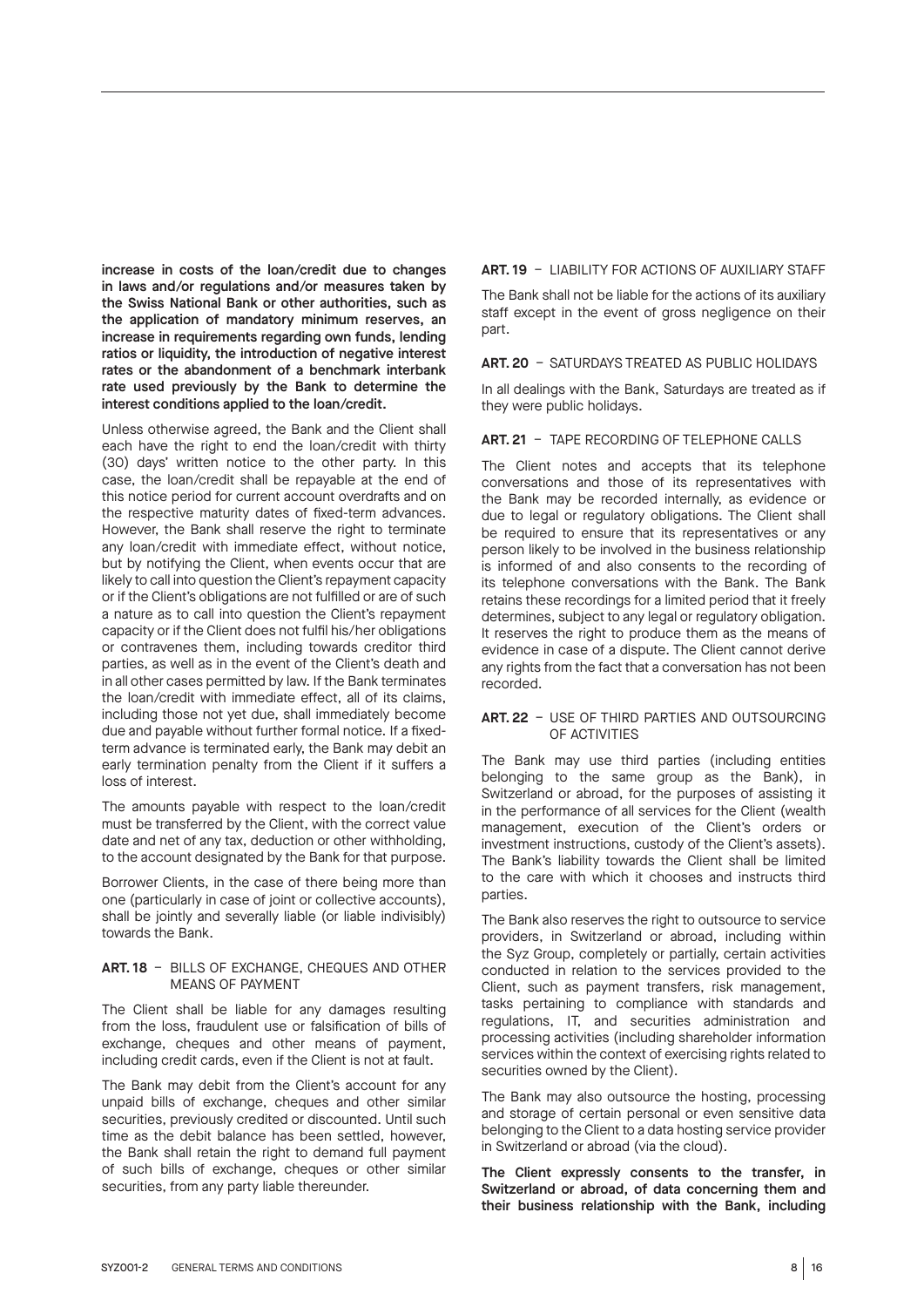**increase in costs of the loan/credit due to changes in laws and/or regulations and/or measures taken by the Swiss National Bank or other authorities, such as the application of mandatory minimum reserves, an increase in requirements regarding own funds, lending ratios or liquidity, the introduction of negative interest rates or the abandonment of a benchmark interbank rate used previously by the Bank to determine the interest conditions applied to the loan/credit.**

Unless otherwise agreed, the Bank and the Client shall each have the right to end the loan/credit with thirty (30) days' written notice to the other party. In this case, the loan/credit shall be repayable at the end of this notice period for current account overdrafts and on the respective maturity dates of fixed-term advances. However, the Bank shall reserve the right to terminate any loan/credit with immediate effect, without notice, but by notifying the Client, when events occur that are likely to call into question the Client's repayment capacity or if the Client's obligations are not fulfilled or are of such a nature as to call into question the Client's repayment capacity or if the Client does not fulfil his/her obligations or contravenes them, including towards creditor third parties, as well as in the event of the Client's death and in all other cases permitted by law. If the Bank terminates the loan/credit with immediate effect, all of its claims, including those not yet due, shall immediately become due and payable without further formal notice. If a fixed-term advance is terminated early, the Bank may debit an early termination penalty from the Client if it suffers a loss of interest.

The amounts payable with respect to the loan/credit must be transferred by the Client, with the correct value date and net of any tax, deduction or other withholding, to the account designated by the Bank for that purpose.

Borrower Clients, in the case of there being more than one (particularly in case of joint or collective accounts), shall be jointly and severally liable (or liable indivisibly) towards the Bank.

### ART. 18 – BILLS OF EXCHANGE, CHEQUES AND OTHER MEANS OF PAYMENT

The Client shall be liable for any damages resulting from the loss, fraudulent use or falsification of bills of exchange, cheques and other means of payment, including credit cards, even if the Client is not at fault.

The Bank may debit from the Client's account for any unpaid bills of exchange, cheques and other similar securities, previously credited or discounted. Until such time as the debit balance has been settled, however, the Bank shall retain the right to demand full payment of such bills of exchange, cheques or other similar securities, from any party liable thereunder.

### ART. 19 – LIABILITY FOR ACTIONS OF AUXILIARY STAFF

The Bank shall not be liable for the actions of its auxiliary staff except in the event of gross negligence on their part.

### ART. 20 – SATURDAYS TREATED AS PUBLIC HOLIDAYS

In all dealings with the Bank, Saturdays are treated as if they were public holidays.

### ART. 21 – TAPE RECORDING OF TELEPHONE CALLS

The Client notes and accepts that its telephone conversations and those of its representatives with the Bank may be recorded internally, as evidence or due to legal or regulatory obligations. The Client shall be required to ensure that its representatives or any person likely to be involved in the business relationship is informed of and also consents to the recording of its telephone conversations with the Bank. The Bank retains these recordings for a limited period that it freely determines, subject to any legal or regulatory obligation. It reserves the right to produce them as the means of evidence in case of a dispute. The Client cannot derive any rights from the fact that a conversation has not been recorded.

### ART. 22 – USE OF THIRD PARTIES AND OUTSOURCING OF ACTIVITIES

The Bank may use third parties (including entities belonging to the same group as the Bank), in Switzerland or abroad, for the purposes of assisting it in the performance of all services for the Client (wealth management, execution of the Client's orders or investment instructions, custody of the Client's assets). The Bank's liability towards the Client shall be limited to the care with which it chooses and instructs third parties.

The Bank also reserves the right to outsource to service providers, in Switzerland or abroad, including within the Syz Group, completely or partially, certain activities conducted in relation to the services provided to the Client, such as payment transfers, risk management, tasks pertaining to compliance with standards and regulations, IT, and securities administration and processing activities (including shareholder information services within the context of exercising rights related to securities owned by the Client).

The Bank may also outsource the hosting, processing and storage of certain personal or even sensitive data belonging to the Client to a data hosting service provider in Switzerland or abroad (via the cloud).

**The Client expressly consents to the transfer, in Switzerland or abroad, of data concerning them and their business relationship with the Bank, including**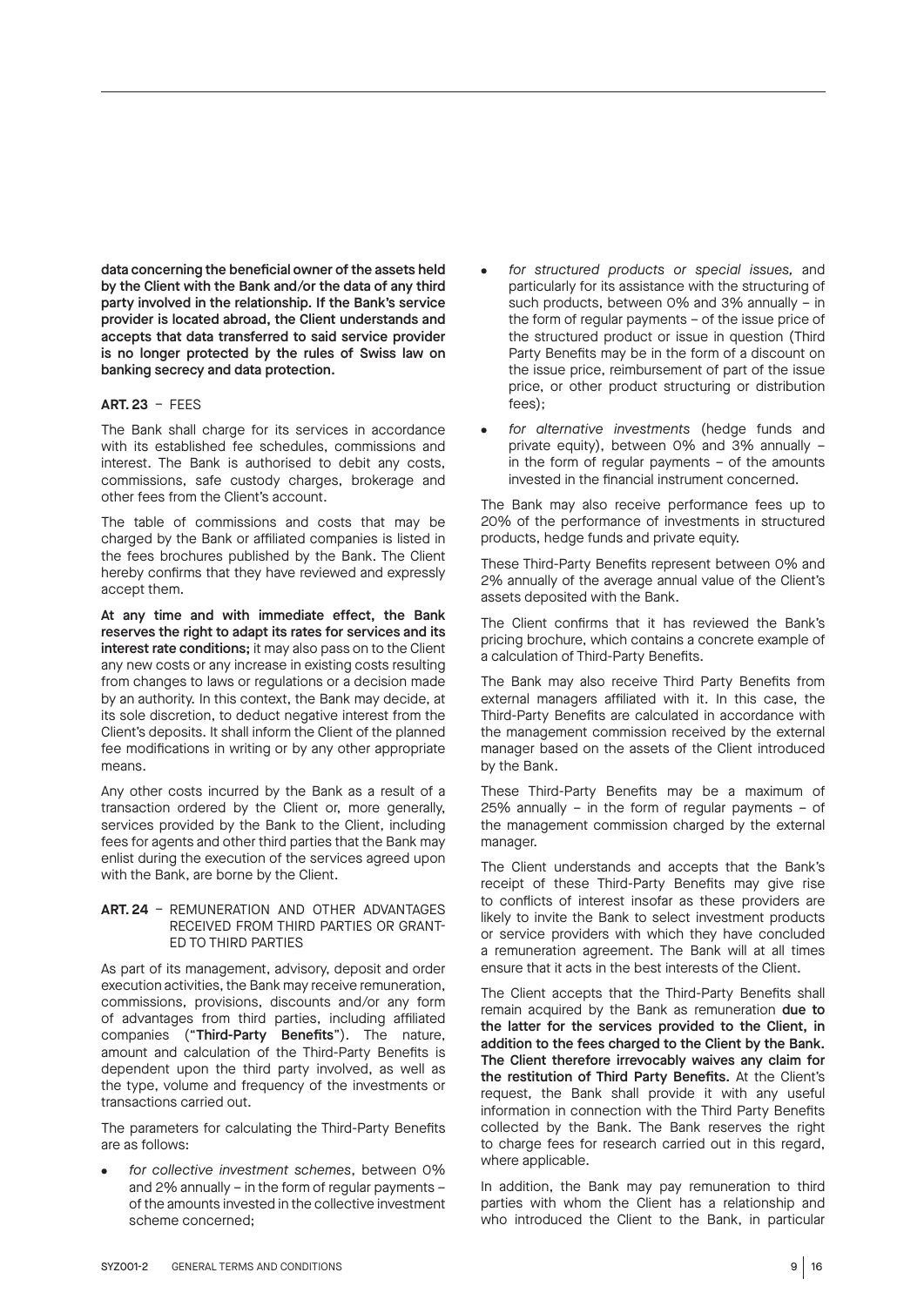**data concerning the beneficial owner of the assets held by the Client with the Bank and/or the data of any third party involved in the relationship. If the Bank's service provider is located abroad, the Client understands and accepts that data transferred to said service provider is no longer protected by the rules of Swiss law on banking secrecy and data protection.**

**ART. 23** – FEES

The Bank shall charge for its services in accordance with its established fee schedules, commissions and interest. The Bank is authorised to debit any costs, commissions, safe custody charges, brokerage and other fees from the Client's account.

The table of commissions and costs that may be charged by the Bank or affiliated companies is listed in the fees brochures published by the Bank. The Client hereby confirms that they have reviewed and expressly accept them.

**At any time and with immediate effect, the Bank reserves the right to adapt its rates for services and its interest rate conditions;** it may also pass on to the Client any new costs or any increase in existing costs resulting from changes to laws or regulations or a decision made by an authority. In this context, the Bank may decide, at its sole discretion, to deduct negative interest from the Client's deposits. It shall inform the Client of the planned fee modifications in writing or by any other appropriate means.

Any other costs incurred by the Bank as a result of a transaction ordered by the Client or, more generally, services provided by the Bank to the Client, including fees for agents and other third parties that the Bank may enlist during the execution of the services agreed upon with the Bank, are borne by the Client.

**ART. 24** – REMUNERATION AND OTHER ADVANTAGES RECEIVED FROM THIRD PARTIES OR GRANTED TO THIRD PARTIES

As part of its management, advisory, deposit and order execution activities, the Bank may receive remuneration, commissions, provisions, discounts and/or any form of advantages from third parties, including affiliated companies ("**Third-Party Benefits**"). The nature, amount and calculation of the Third-Party Benefits is dependent upon the third party involved, as well as the type, volume and frequency of the investments or transactions carried out.

The parameters for calculating the Third-Party Benefits are as follows:

- *for collective investment schemes*, between 0% and 2% annually – in the form of regular payments – of the amounts invested in the collective investment scheme concerned;
- *for structured products or special issues,* and particularly for its assistance with the structuring of such products, between 0% and 3% annually – in the form of regular payments – of the issue price of the structured product or issue in question (Third Party Benefits may be in the form of a discount on the issue price, reimbursement of part of the issue price, or other product structuring or distribution fees);
- *for alternative investments* (hedge funds and private equity), between 0% and 3% annually – in the form of regular payments – of the amounts invested in the financial instrument concerned.

The Bank may also receive performance fees up to 20% of the performance of investments in structured products, hedge funds and private equity.

These Third-Party Benefits represent between 0% and 2% annually of the average annual value of the Client's assets deposited with the Bank.

The Client confirms that it has reviewed the Bank's pricing brochure, which contains a concrete example of a calculation of Third-Party Benefits.

The Bank may also receive Third Party Benefits from external managers affiliated with it. In this case, the Third-Party Benefits are calculated in accordance with the management commission received by the external manager based on the assets of the Client introduced by the Bank.

These Third-Party Benefits may be a maximum of 25% annually – in the form of regular payments – of the management commission charged by the external manager.

The Client understands and accepts that the Bank's receipt of these Third-Party Benefits may give rise to conflicts of interest insofar as these providers are likely to invite the Bank to select investment products or service providers with which they have concluded a remuneration agreement. The Bank will at all times ensure that it acts in the best interests of the Client.

The Client accepts that the Third-Party Benefits shall remain acquired by the Bank as remuneration **due to the latter for the services provided to the Client, in addition to the fees charged to the Client by the Bank. The Client therefore irrevocably waives any claim for the restitution of Third Party Benefits.** At the Client's request, the Bank shall provide it with any useful information in connection with the Third Party Benefits collected by the Bank. The Bank reserves the right to charge fees for research carried out in this regard, where applicable.

In addition, the Bank may pay remuneration to third parties with whom the Client has a relationship and who introduced the Client to the Bank, in particular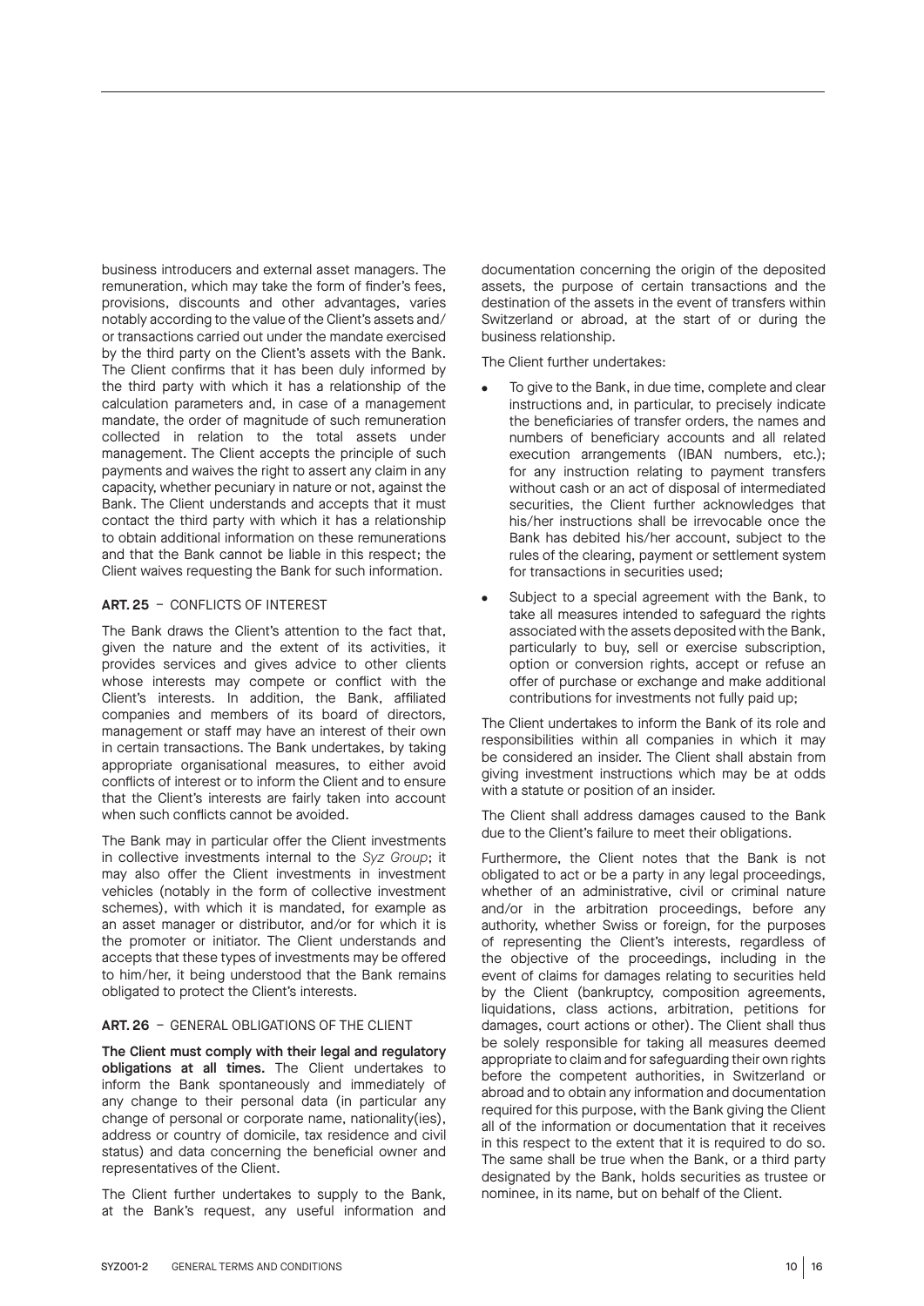business introducers and external asset managers. The remuneration, which may take the form of finder's fees, provisions, discounts and other advantages, varies notably according to the value of the Client's assets and/or transactions carried out under the mandate exercised by the third party on the Client's assets with the Bank. The Client confirms that it has been duly informed by the third party with which it has a relationship of the calculation parameters and, in case of a management mandate, the order of magnitude of such remuneration collected in relation to the total assets under management. The Client accepts the principle of such payments and waives the right to assert any claim in any capacity, whether pecuniary in nature or not, against the Bank. The Client understands and accepts that it must contact the third party with which it has a relationship to obtain additional information on these remunerations and that the Bank cannot be liable in this respect; the Client waives requesting the Bank for such information.

### ART. 25 – CONFLICTS OF INTEREST

The Bank draws the Client's attention to the fact that, given the nature and the extent of its activities, it provides services and gives advice to other clients whose interests may compete or conflict with the Client's interests. In addition, the Bank, affiliated companies and members of its board of directors, management or staff may have an interest of their own in certain transactions. The Bank undertakes, by taking appropriate organisational measures, to either avoid conflicts of interest or to inform the Client and to ensure that the Client's interests are fairly taken into account when such conflicts cannot be avoided.

The Bank may in particular offer the Client investments in collective investments internal to the *Syz Group*; it may also offer the Client investments in investment vehicles (notably in the form of collective investment schemes), with which it is mandated, for example as an asset manager or distributor, and/or for which it is the promoter or initiator. The Client understands and accepts that these types of investments may be offered to him/her, it being understood that the Bank remains obligated to protect the Client's interests.

### ART. 26 – GENERAL OBLIGATIONS OF THE CLIENT

**The Client must comply with their legal and regulatory obligations at all times.** The Client undertakes to inform the Bank spontaneously and immediately of any change to their personal data (in particular any change of personal or corporate name, nationality(ies), address or country of domicile, tax residence and civil status) and data concerning the beneficial owner and representatives of the Client.

The Client further undertakes to supply to the Bank, at the Bank's request, any useful information and documentation concerning the origin of the deposited assets, the purpose of certain transactions and the destination of the assets in the event of transfers within Switzerland or abroad, at the start of or during the business relationship.

The Client further undertakes:

- To give to the Bank, in due time, complete and clear instructions and, in particular, to precisely indicate the beneficiaries of transfer orders, the names and numbers of beneficiary accounts and all related execution arrangements (IBAN numbers, etc.); for any instruction relating to payment transfers without cash or an act of disposal of intermediated securities, the Client further acknowledges that his/her instructions shall be irrevocable once the Bank has debited his/her account, subject to the rules of the clearing, payment or settlement system for transactions in securities used;
- Subject to a special agreement with the Bank, to take all measures intended to safeguard the rights associated with the assets deposited with the Bank, particularly to buy, sell or exercise subscription, option or conversion rights, accept or refuse an offer of purchase or exchange and make additional contributions for investments not fully paid up;

The Client undertakes to inform the Bank of its role and responsibilities within all companies in which it may be considered an insider. The Client shall abstain from giving investment instructions which may be at odds with a statute or position of an insider.

The Client shall address damages caused to the Bank due to the Client's failure to meet their obligations.

Furthermore, the Client notes that the Bank is not obligated to act or be a party in any legal proceedings, whether of an administrative, civil or criminal nature and/or in the arbitration proceedings, before any authority, whether Swiss or foreign, for the purposes of representing the Client's interests, regardless of the objective of the proceedings, including in the event of claims for damages relating to securities held by the Client (bankruptcy, composition agreements, liquidations, class actions, arbitration, petitions for damages, court actions or other). The Client shall thus be solely responsible for taking all measures deemed appropriate to claim and for safeguarding their own rights before the competent authorities, in Switzerland or abroad and to obtain any information and documentation required for this purpose, with the Bank giving the Client all of the information or documentation that it receives in this respect to the extent that it is required to do so. The same shall be true when the Bank, or a third party designated by the Bank, holds securities as trustee or nominee, in its name, but on behalf of the Client.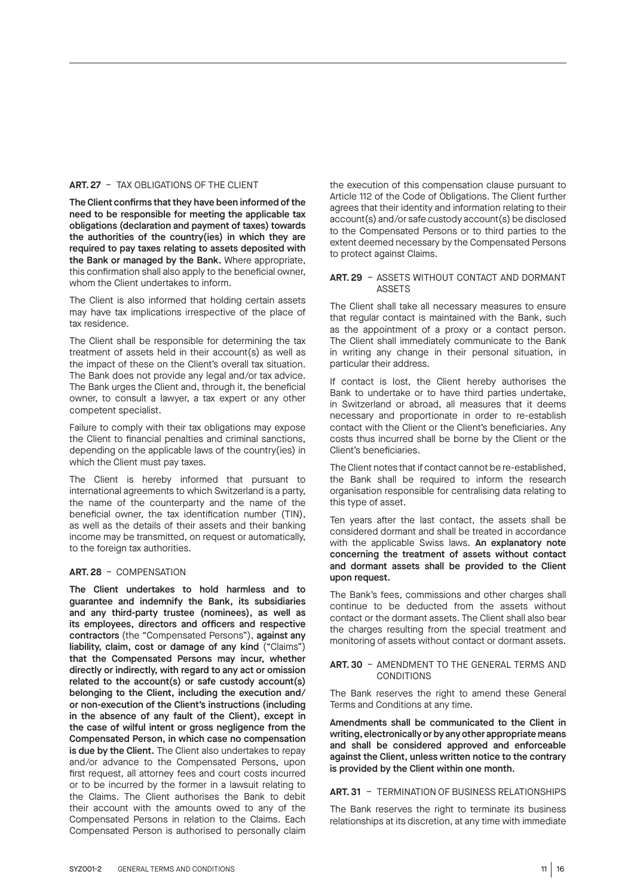**ART. 27** – TAX OBLIGATIONS OF THE CLIENT

**The Client confirms that they have been informed of the need to be responsible for meeting the applicable tax obligations (declaration and payment of taxes) towards the authorities of the country(ies) in which they are required to pay taxes relating to assets deposited with the Bank or managed by the Bank.** Where appropriate, this confirmation shall also apply to the beneficial owner, whom the Client undertakes to inform.

The Client is also informed that holding certain assets may have tax implications irrespective of the place of tax residence.

The Client shall be responsible for determining the tax treatment of assets held in their account(s) as well as the impact of these on the Client's overall tax situation. The Bank does not provide any legal and/or tax advice. The Bank urges the Client and, through it, the beneficial owner, to consult a lawyer, a tax expert or any other competent specialist.

Failure to comply with their tax obligations may expose the Client to financial penalties and criminal sanctions, depending on the applicable laws of the country(ies) in which the Client must pay taxes.

The Client is hereby informed that pursuant to international agreements to which Switzerland is a party, the name of the counterparty and the name of the beneficial owner, the tax identification number (TIN), as well as the details of their assets and their banking income may be transmitted, on request or automatically, to the foreign tax authorities.

**ART. 28** – COMPENSATION

**The Client undertakes to hold harmless and to guarantee and indemnify the Bank, its subsidiaries and any third-party trustee (nominees), as well as its employees, directors and officers and respective contractors** (the "Compensated Persons"), **against any liability, claim, cost or damage of any kind** ("Claims") **that the Compensated Persons may incur, whether directly or indirectly, with regard to any act or omission related to the account(s) or safe custody account(s) belonging to the Client, including the execution and/or non-execution of the Client's instructions (including in the absence of any fault of the Client), except in the case of wilful intent or gross negligence from the Compensated Person, in which case no compensation is due by the Client.** The Client also undertakes to repay and/or advance to the Compensated Persons, upon first request, all attorney fees and court costs incurred or to be incurred by the former in a lawsuit relating to the Claims. The Client authorises the Bank to debit their account with the amounts owed to any of the Compensated Persons in relation to the Claims. Each Compensated Person is authorised to personally claim the execution of this compensation clause pursuant to Article 112 of the Code of Obligations. The Client further agrees that their identity and information relating to their account(s) and/or safe custody account(s) be disclosed to the Compensated Persons or to third parties to the extent deemed necessary by the Compensated Persons to protect against Claims.

**ART. 29** – ASSETS WITHOUT CONTACT AND DORMANT ASSETS

The Client shall take all necessary measures to ensure that regular contact is maintained with the Bank, such as the appointment of a proxy or a contact person. The Client shall immediately communicate to the Bank in writing any change in their personal situation, in particular their address.

If contact is lost, the Client hereby authorises the Bank to undertake or to have third parties undertake, in Switzerland or abroad, all measures that it deems necessary and proportionate in order to re-establish contact with the Client or the Client's beneficiaries. Any costs thus incurred shall be borne by the Client or the Client's beneficiaries.

The Client notes that if contact cannot be re-established, the Bank shall be required to inform the research organisation responsible for centralising data relating to this type of asset.

Ten years after the last contact, the assets shall be considered dormant and shall be treated in accordance with the applicable Swiss laws. **An explanatory note concerning the treatment of assets without contact and dormant assets shall be provided to the Client upon request.**

The Bank's fees, commissions and other charges shall continue to be deducted from the assets without contact or the dormant assets. The Client shall also bear the charges resulting from the special treatment and monitoring of assets without contact or dormant assets.

**ART. 30** – AMENDMENT TO THE GENERAL TERMS AND CONDITIONS

The Bank reserves the right to amend these General Terms and Conditions at any time.

**Amendments shall be communicated to the Client in writing, electronically or by any other appropriate means and shall be considered approved and enforceable against the Client, unless written notice to the contrary is provided by the Client within one month.**

**ART. 31** – TERMINATION OF BUSINESS RELATIONSHIPS

The Bank reserves the right to terminate its business relationships at its discretion, at any time with immediate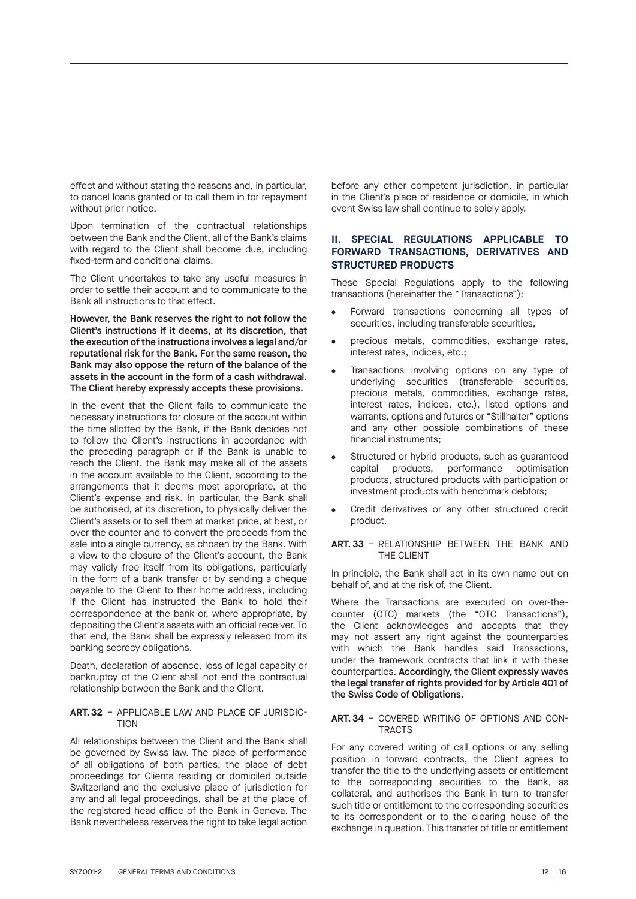effect and without stating the reasons and, in particular, to cancel loans granted or to call them in for repayment without prior notice.

Upon termination of the contractual relationships between the Bank and the Client, all of the Bank's claims with regard to the Client shall become due, including fixed-term and conditional claims.

The Client undertakes to take any useful measures in order to settle their account and to communicate to the Bank all instructions to that effect.

**However, the Bank reserves the right to not follow the Client's instructions if it deems, at its discretion, that the execution of the instructions involves a legal and/or reputational risk for the Bank. For the same reason, the Bank may also oppose the return of the balance of the assets in the account in the form of a cash withdrawal. The Client hereby expressly accepts these provisions.**

In the event that the Client fails to communicate the necessary instructions for closure of the account within the time allotted by the Bank, if the Bank decides not to follow the Client's instructions in accordance with the preceding paragraph or if the Bank is unable to reach the Client, the Bank may make all of the assets in the account available to the Client, according to the arrangements that it deems most appropriate, at the Client's expense and risk. In particular, the Bank shall be authorised, at its discretion, to physically deliver the Client's assets or to sell them at market price, at best, or over the counter and to convert the proceeds from the sale into a single currency, as chosen by the Bank. With a view to the closure of the Client's account, the Bank may validly free itself from its obligations, particularly in the form of a bank transfer or by sending a cheque payable to the Client to their home address, including if the Client has instructed the Bank to hold their correspondence at the bank or, where appropriate, by depositing the Client's assets with an official receiver. To that end, the Bank shall be expressly released from its banking secrecy obligations.

Death, declaration of absence, loss of legal capacity or bankruptcy of the Client shall not end the contractual relationship between the Bank and the Client.

### ART. 32 – APPLICABLE LAW AND PLACE OF JURISDICTION

All relationships between the Client and the Bank shall be governed by Swiss law. The place of performance of all obligations of both parties, the place of debt proceedings for Clients residing or domiciled outside Switzerland and the exclusive place of jurisdiction for any and all legal proceedings, shall be at the place of the registered head office of the Bank in Geneva. The Bank nevertheless reserves the right to take legal action before any other competent jurisdiction, in particular in the Client's place of residence or domicile, in which event Swiss law shall continue to solely apply.

## II. SPECIAL REGULATIONS APPLICABLE TO FORWARD TRANSACTIONS, DERIVATIVES AND STRUCTURED PRODUCTS

These Special Regulations apply to the following transactions (hereinafter the "Transactions"):

- Forward transactions concerning all types of securities, including transferable securities,
- precious metals, commodities, exchange rates, interest rates, indices, etc.;
- Transactions involving options on any type of underlying securities (transferable securities, precious metals, commodities, exchange rates, interest rates, indices, etc.), listed options and warrants, options and futures or "Stillhalter" options and any other possible combinations of these financial instruments;
- Structured or hybrid products, such as guaranteed capital products, performance optimisation products, structured products with participation or investment products with benchmark debtors;
- Credit derivatives or any other structured credit product.

### ART. 33 – RELATIONSHIP BETWEEN THE BANK AND THE CLIENT

In principle, the Bank shall act in its own name but on behalf of, and at the risk of, the Client.

Where the Transactions are executed on over-the-counter (OTC) markets (the "OTC Transactions"), the Client acknowledges and accepts that they may not assert any right against the counterparties with which the Bank handles said Transactions, under the framework contracts that link it with these counterparties. **Accordingly, the Client expressly waves the legal transfer of rights provided for by Article 401 of the Swiss Code of Obligations.**

### ART. 34 – COVERED WRITING OF OPTIONS AND CONTRACTS

For any covered writing of call options or any selling position in forward contracts, the Client agrees to transfer the title to the underlying assets or entitlement to the corresponding securities to the Bank, as collateral, and authorises the Bank in turn to transfer such title or entitlement to the corresponding securities to its correspondent or to the clearing house of the exchange in question. This transfer of title or entitlement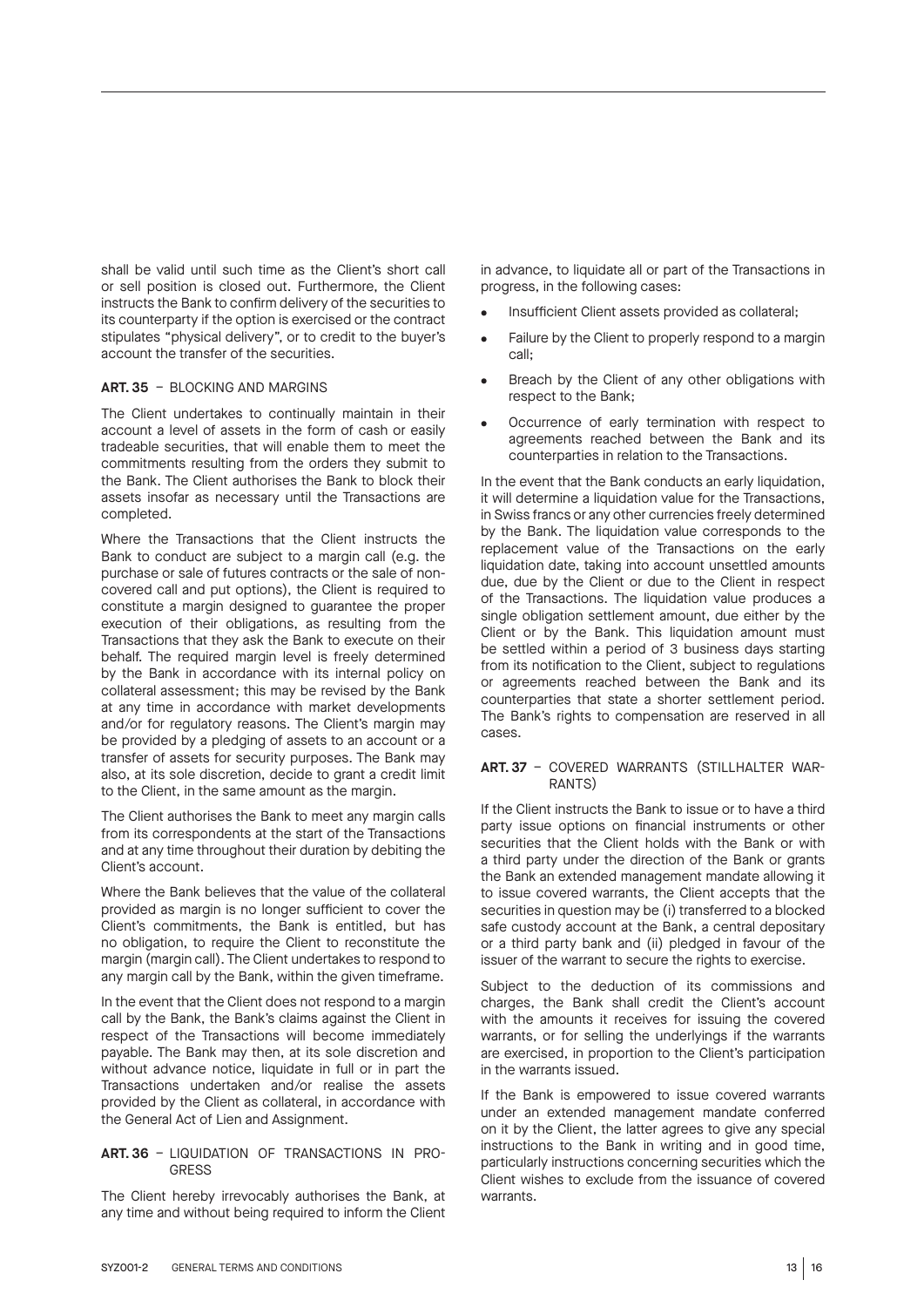shall be valid until such time as the Client's short call or sell position is closed out. Furthermore, the Client instructs the Bank to confirm delivery of the securities to its counterparty if the option is exercised or the contract stipulates "physical delivery", or to credit to the buyer's account the transfer of the securities.

### ART. 35 – BLOCKING AND MARGINS

The Client undertakes to continually maintain in their account a level of assets in the form of cash or easily tradeable securities, that will enable them to meet the commitments resulting from the orders they submit to the Bank. The Client authorises the Bank to block their assets insofar as necessary until the Transactions are completed.

Where the Transactions that the Client instructs the Bank to conduct are subject to a margin call (e.g. the purchase or sale of futures contracts or the sale of non-covered call and put options), the Client is required to constitute a margin designed to guarantee the proper execution of their obligations, as resulting from the Transactions that they ask the Bank to execute on their behalf. The required margin level is freely determined by the Bank in accordance with its internal policy on collateral assessment; this may be revised by the Bank at any time in accordance with market developments and/or for regulatory reasons. The Client's margin may be provided by a pledging of assets to an account or a transfer of assets for security purposes. The Bank may also, at its sole discretion, decide to grant a credit limit to the Client, in the same amount as the margin.

The Client authorises the Bank to meet any margin calls from its correspondents at the start of the Transactions and at any time throughout their duration by debiting the Client's account.

Where the Bank believes that the value of the collateral provided as margin is no longer sufficient to cover the Client's commitments, the Bank is entitled, but has no obligation, to require the Client to reconstitute the margin (margin call). The Client undertakes to respond to any margin call by the Bank, within the given timeframe.

In the event that the Client does not respond to a margin call by the Bank, the Bank's claims against the Client in respect of the Transactions will become immediately payable. The Bank may then, at its sole discretion and without advance notice, liquidate in full or in part the Transactions undertaken and/or realise the assets provided by the Client as collateral, in accordance with the General Act of Lien and Assignment.

### ART. 36 – LIQUIDATION OF TRANSACTIONS IN PROGRESS

The Client hereby irrevocably authorises the Bank, at any time and without being required to inform the Client in advance, to liquidate all or part of the Transactions in progress, in the following cases:

- Insufficient Client assets provided as collateral;
- Failure by the Client to properly respond to a margin call;
- Breach by the Client of any other obligations with respect to the Bank;
- Occurrence of early termination with respect to agreements reached between the Bank and its counterparties in relation to the Transactions.

In the event that the Bank conducts an early liquidation, it will determine a liquidation value for the Transactions, in Swiss francs or any other currencies freely determined by the Bank. The liquidation value corresponds to the replacement value of the Transactions on the early liquidation date, taking into account unsettled amounts due, due by the Client or due to the Client in respect of the Transactions. The liquidation value produces a single obligation settlement amount, due either by the Client or by the Bank. This liquidation amount must be settled within a period of 3 business days starting from its notification to the Client, subject to regulations or agreements reached between the Bank and its counterparties that state a shorter settlement period. The Bank's rights to compensation are reserved in all cases.

### ART. 37 – COVERED WARRANTS (STILLHALTER WARRANTS)

If the Client instructs the Bank to issue or to have a third party issue options on financial instruments or other securities that the Client holds with the Bank or with a third party under the direction of the Bank or grants the Bank an extended management mandate allowing it to issue covered warrants, the Client accepts that the securities in question may be (i) transferred to a blocked safe custody account at the Bank, a central depositary or a third party bank and (ii) pledged in favour of the issuer of the warrant to secure the rights to exercise.

Subject to the deduction of its commissions and charges, the Bank shall credit the Client's account with the amounts it receives for issuing the covered warrants, or for selling the underlyings if the warrants are exercised, in proportion to the Client's participation in the warrants issued.

If the Bank is empowered to issue covered warrants under an extended management mandate conferred on it by the Client, the latter agrees to give any special instructions to the Bank in writing and in good time, particularly instructions concerning securities which the Client wishes to exclude from the issuance of covered warrants.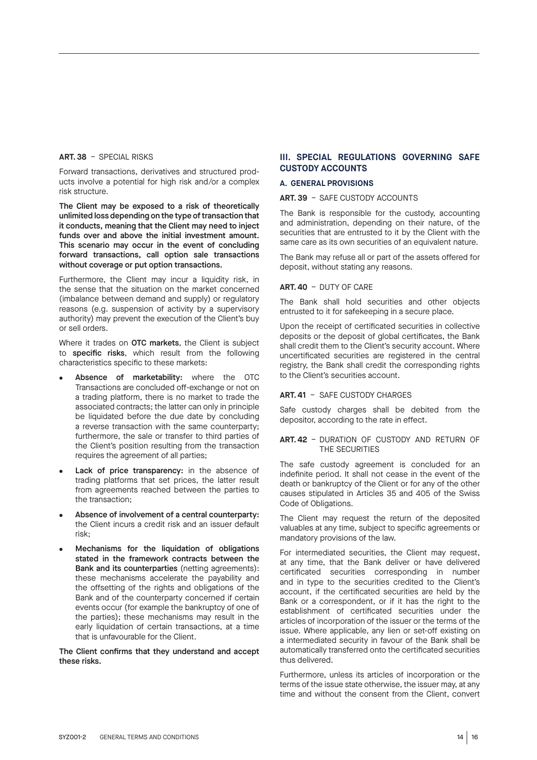**ART. 38** – SPECIAL RISKS

Forward transactions, derivatives and structured products involve a potential for high risk and/or a complex risk structure.

**The Client may be exposed to a risk of theoretically unlimited loss depending on the type of transaction that it conducts, meaning that the Client may need to inject funds over and above the initial investment amount. This scenario may occur in the event of concluding forward transactions, call option sale transactions without coverage or put option transactions.**

Furthermore, the Client may incur a liquidity risk, in the sense that the situation on the market concerned (imbalance between demand and supply) or regulatory reasons (e.g. suspension of activity by a supervisory authority) may prevent the execution of the Client's buy or sell orders.

Where it trades on **OTC markets**, the Client is subject to **specific risks**, which result from the following characteristics specific to these markets:

- **Absence of marketability:** where the OTC Transactions are concluded off-exchange or not on a trading platform, there is no market to trade the associated contracts; the latter can only in principle be liquidated before the due date by concluding a reverse transaction with the same counterparty; furthermore, the sale or transfer to third parties of the Client's position resulting from the transaction requires the agreement of all parties;
- **Lack of price transparency:** in the absence of trading platforms that set prices, the latter result from agreements reached between the parties to the transaction;
- **Absence of involvement of a central counterparty:** the Client incurs a credit risk and an issuer default risk;
- **Mechanisms for the liquidation of obligations stated in the framework contracts between the Bank and its counterparties** (netting agreements): these mechanisms accelerate the payability and the offsetting of the rights and obligations of the Bank and of the counterparty concerned if certain events occur (for example the bankruptcy of one of the parties); these mechanisms may result in the early liquidation of certain transactions, at a time that is unfavourable for the Client.

**The Client confirms that they understand and accept these risks.**

## III. SPECIAL REGULATIONS GOVERNING SAFE CUSTODY ACCOUNTS

### A. GENERAL PROVISIONS

**ART. 39** – SAFE CUSTODY ACCOUNTS

The Bank is responsible for the custody, accounting and administration, depending on their nature, of the securities that are entrusted to it by the Client with the same care as its own securities of an equivalent nature.

The Bank may refuse all or part of the assets offered for deposit, without stating any reasons.

**ART. 40** – DUTY OF CARE

The Bank shall hold securities and other objects entrusted to it for safekeeping in a secure place.

Upon the receipt of certificated securities in collective deposits or the deposit of global certificates, the Bank shall credit them to the Client's security account. Where uncertificated securities are registered in the central registry, the Bank shall credit the corresponding rights to the Client's securities account.

**ART. 41** – SAFE CUSTODY CHARGES

Safe custody charges shall be debited from the depositor, according to the rate in effect.

**ART. 42** – DURATION OF CUSTODY AND RETURN OF THE SECURITIES

The safe custody agreement is concluded for an indefinite period. It shall not cease in the event of the death or bankruptcy of the Client or for any of the other causes stipulated in Articles 35 and 405 of the Swiss Code of Obligations.

The Client may request the return of the deposited valuables at any time, subject to specific agreements or mandatory provisions of the law.

For intermediated securities, the Client may request, at any time, that the Bank deliver or have delivered certificated securities corresponding in number and in type to the securities credited to the Client's account, if the certificated securities are held by the Bank or a correspondent, or if it has the right to the establishment of certificated securities under the articles of incorporation of the issuer or the terms of the issue. Where applicable, any lien or set-off existing on a intermediated security in favour of the Bank shall be automatically transferred onto the certificated securities thus delivered.

Furthermore, unless its articles of incorporation or the terms of the issue state otherwise, the issuer may, at any time and without the consent from the Client, convert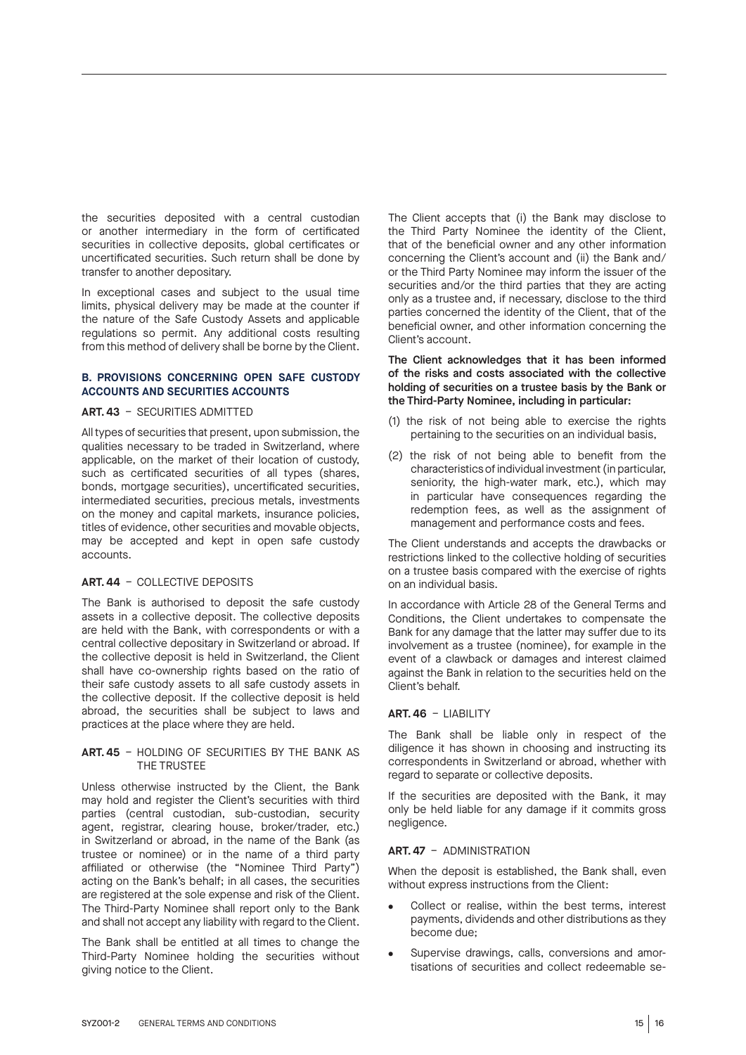the securities deposited with a central custodian or another intermediary in the form of certificated securities in collective deposits, global certificates or uncertificated securities. Such return shall be done by transfer to another depositary.

In exceptional cases and subject to the usual time limits, physical delivery may be made at the counter if the nature of the Safe Custody Assets and applicable regulations so permit. Any additional costs resulting from this method of delivery shall be borne by the Client.

### B. PROVISIONS CONCERNING OPEN SAFE CUSTODY ACCOUNTS AND SECURITIES ACCOUNTS

#### ART. 43 – SECURITIES ADMITTED

All types of securities that present, upon submission, the qualities necessary to be traded in Switzerland, where applicable, on the market of their location of custody, such as certificated securities of all types (shares, bonds, mortgage securities), uncertificated securities, intermediated securities, precious metals, investments on the money and capital markets, insurance policies, titles of evidence, other securities and movable objects, may be accepted and kept in open safe custody accounts.

#### ART. 44 – COLLECTIVE DEPOSITS

The Bank is authorised to deposit the safe custody assets in a collective deposit. The collective deposits are held with the Bank, with correspondents or with a central collective depositary in Switzerland or abroad. If the collective deposit is held in Switzerland, the Client shall have co-ownership rights based on the ratio of their safe custody assets to all safe custody assets in the collective deposit. If the collective deposit is held abroad, the securities shall be subject to laws and practices at the place where they are held.

#### ART. 45 – HOLDING OF SECURITIES BY THE BANK AS THE TRUSTEE

Unless otherwise instructed by the Client, the Bank may hold and register the Client's securities with third parties (central custodian, sub-custodian, security agent, registrar, clearing house, broker/trader, etc.) in Switzerland or abroad, in the name of the Bank (as trustee or nominee) or in the name of a third party affiliated or otherwise (the "Nominee Third Party") acting on the Bank's behalf; in all cases, the securities are registered at the sole expense and risk of the Client. The Third-Party Nominee shall report only to the Bank and shall not accept any liability with regard to the Client.

The Bank shall be entitled at all times to change the Third-Party Nominee holding the securities without giving notice to the Client.

The Client accepts that (i) the Bank may disclose to the Third Party Nominee the identity of the Client, that of the beneficial owner and any other information concerning the Client's account and (ii) the Bank and/or the Third Party Nominee may inform the issuer of the securities and/or the third parties that they are acting only as a trustee and, if necessary, disclose to the third parties concerned the identity of the Client, that of the beneficial owner, and other information concerning the Client's account.

**The Client acknowledges that it has been informed of the risks and costs associated with the collective holding of securities on a trustee basis by the Bank or the Third-Party Nominee, including in particular:**

(1) the risk of not being able to exercise the rights pertaining to the securities on an individual basis,

(2) the risk of not being able to benefit from the characteristics of individual investment (in particular, seniority, the high-water mark, etc.), which may in particular have consequences regarding the redemption fees, as well as the assignment of management and performance costs and fees.

The Client understands and accepts the drawbacks or restrictions linked to the collective holding of securities on a trustee basis compared with the exercise of rights on an individual basis.

In accordance with Article 28 of the General Terms and Conditions, the Client undertakes to compensate the Bank for any damage that the latter may suffer due to its involvement as a trustee (nominee), for example in the event of a clawback or damages and interest claimed against the Bank in relation to the securities held on the Client's behalf.

#### ART. 46 – LIABILITY

The Bank shall be liable only in respect of the diligence it has shown in choosing and instructing its correspondents in Switzerland or abroad, whether with regard to separate or collective deposits.

If the securities are deposited with the Bank, it may only be held liable for any damage if it commits gross negligence.

#### ART. 47 – ADMINISTRATION

When the deposit is established, the Bank shall, even without express instructions from the Client:

- Collect or realise, within the best terms, interest payments, dividends and other distributions as they become due;
- Supervise drawings, calls, conversions and amortisations of securities and collect redeemable se-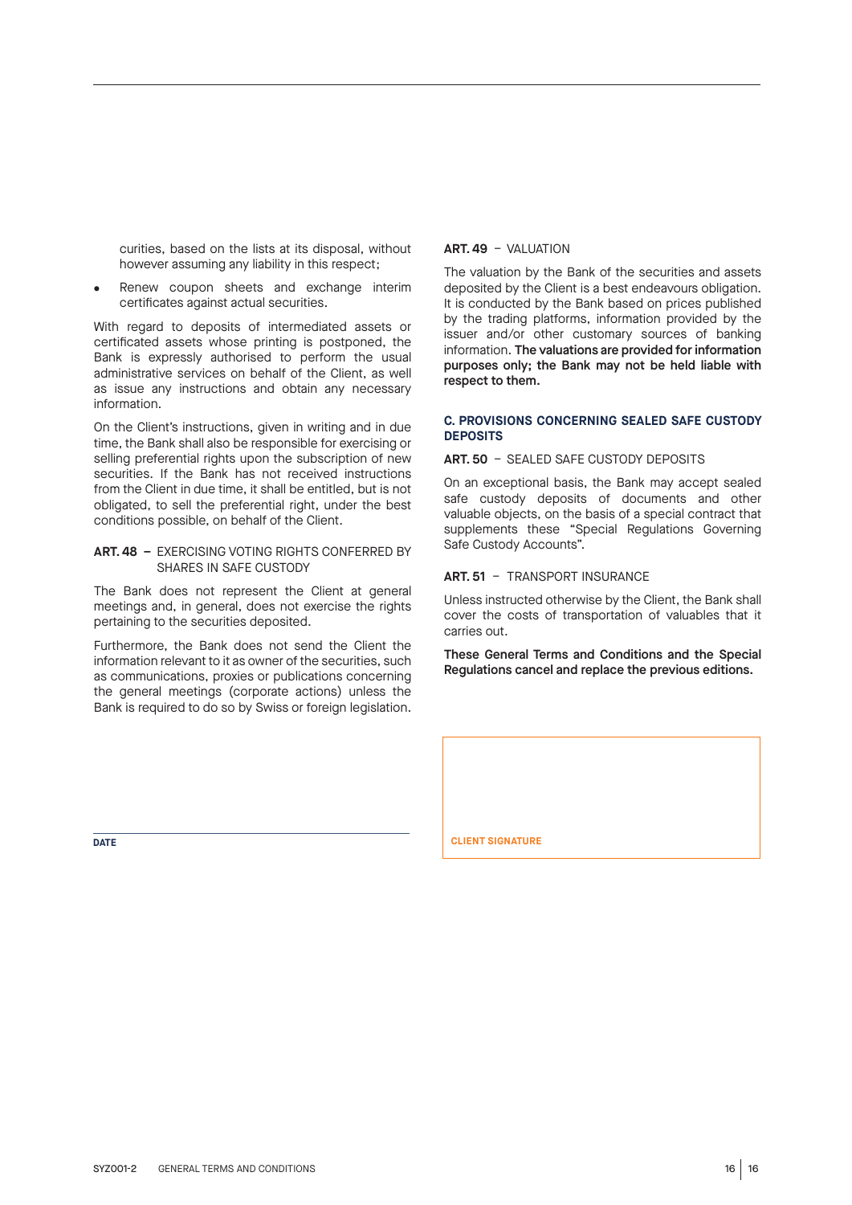curities, based on the lists at its disposal, without however assuming any liability in this respect;

- Renew coupon sheets and exchange interim certificates against actual securities.

With regard to deposits of intermediated assets or certificated assets whose printing is postponed, the Bank is expressly authorised to perform the usual administrative services on behalf of the Client, as well as issue any instructions and obtain any necessary information.

On the Client's instructions, given in writing and in due time, the Bank shall also be responsible for exercising or selling preferential rights upon the subscription of new securities. If the Bank has not received instructions from the Client in due time, it shall be entitled, but is not obligated, to sell the preferential right, under the best conditions possible, on behalf of the Client.

**ART. 48 –** EXERCISING VOTING RIGHTS CONFERRED BY SHARES IN SAFE CUSTODY

The Bank does not represent the Client at general meetings and, in general, does not exercise the rights pertaining to the securities deposited.

Furthermore, the Bank does not send the Client the information relevant to it as owner of the securities, such as communications, proxies or publications concerning the general meetings (corporate actions) unless the Bank is required to do so by Swiss or foreign legislation.

**ART. 49 –** VALUATION

The valuation by the Bank of the securities and assets deposited by the Client is a best endeavours obligation. It is conducted by the Bank based on prices published by the trading platforms, information provided by the issuer and/or other customary sources of banking information. **The valuations are provided for information purposes only; the Bank may not be held liable with respect to them.**

## C. PROVISIONS CONCERNING SEALED SAFE CUSTODY DEPOSITS

**ART. 50 –** SEALED SAFE CUSTODY DEPOSITS

On an exceptional basis, the Bank may accept sealed safe custody deposits of documents and other valuable objects, on the basis of a special contract that supplements these "Special Regulations Governing Safe Custody Accounts".

**ART. 51 –** TRANSPORT INSURANCE

Unless instructed otherwise by the Client, the Bank shall cover the costs of transportation of valuables that it carries out.

**These General Terms and Conditions and the Special Regulations cancel and replace the previous editions.**

DATE

CLIENT SIGNATURE